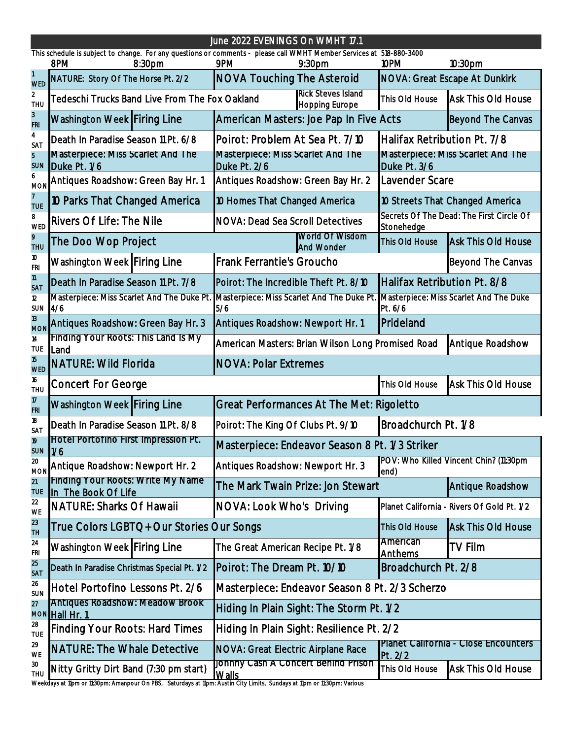# June 2022 EVENINGS On WMHT 17.1

This schedule is subject to change. For any questions or comments - please call WMHT Member Services at 518-880-3400

| Day | 8PM | 8:30pm | 9PM | 9:30pm | 10PM | 10:30pm |
|---|---|---|---|---|---|---|
| 1 WED | NATURE: Story Of The Horse Pt. 2/2 | | NOVA Touching The Asteroid | | NOVA: Great Escape At Dunkirk | |
| 2 THU | Tedeschi Trucks Band Live From The Fox Oakland | | | Rick Steves Island Hopping Europe | This Old House | Ask This Old House |
| 3 FRI | Washington Week | Firing Line | American Masters: Joe Pap In Five Acts | | | Beyond The Canvas |
| 4 SAT | Death In Paradise Season 11 Pt. 6/8 | | Poirot: Problem At Sea Pt. 7/10 | | Halifax Retribution Pt. 7/8 | |
| 5 SUN | Masterpiece: Miss Scarlet And The Duke Pt. 1/6 | | Masterpiece: Miss Scarlet And The Duke Pt. 2/6 | | Masterpiece: Miss Scarlet And The Duke Pt. 3/6 | |
| 6 MON | Antiques Roadshow: Green Bay Hr. 1 | | Antiques Roadshow: Green Bay Hr. 2 | | Lavender Scare | |
| 7 TUE | 10 Parks That Changed America | | 10 Homes That Changed America | | 10 Streets That Changed America | |
| 8 WED | Rivers Of Life: The Nile | | NOVA: Dead Sea Scroll Detectives | | Secrets Of The Dead: The First Circle Of Stonehedge | |
| 9 THU | The Doo Wop Project | | | World Of Wisdom And Wonder | This Old House | Ask This Old House |
| 10 FRI | Washington Week | Firing Line | Frank Ferrantie's Groucho | | | Beyond The Canvas |
| 11 SAT | Death In Paradise Season 11 Pt. 7/8 | | Poirot: The Incredible Theft Pt. 8/10 | | Halifax Retribution Pt. 8/8 | |
| 12 SUN | Masterpiece: Miss Scarlet And The Duke Pt. 4/6 | | Masterpiece: Miss Scarlet And The Duke Pt. 5/6 | | Masterpiece: Miss Scarlet And The Duke Pt. 6/6 | |
| 13 MON | Antiques Roadshow: Green Bay Hr. 3 | | Antiques Roadshow: Newport Hr. 1 | | Prideland | |
| 14 TUE | Finding Your Roots: This Land Is My Land | | American Masters: Brian Wilson Long Promised Road | | | Antique Roadshow |
| 15 WED | NATURE: Wild Florida | | NOVA: Polar Extremes | | | |
| 16 THU | Concert For George | | | | This Old House | Ask This Old House |
| 17 FRI | Washington Week | Firing Line | Great Performances At The Met: Rigoletto | | | |
| 18 SAT | Death In Paradise Season 11 Pt. 8/8 | | Poirot: The King Of Clubs Pt. 9/10 | | Broadchurch Pt. 1/8 | |
| 19 SUN | Hotel Portofino First Impression Pt. 1/6 | | Masterpiece: Endeavor Season 8 Pt. 1/3 Striker | | | |
| 20 MON | Antique Roadshow: Newport Hr. 2 | | Antiques Roadshow: Newport Hr. 3 | | POV: Who Killed Vincent Chin? (11:30pm end) | |
| 21 TUE | Finding Your Roots: Write My Name In The Book Of Life | | The Mark Twain Prize: Jon Stewart | | | Antique Roadshow |
| 22 WE | NATURE: Sharks Of Hawaii | | NOVA: Look Who's Driving | | Planet California - Rivers Of Gold Pt. 1/2 | |
| 23 TH | True Colors LGBTQ+ Our Stories Our Songs | | | | This Old House | Ask This Old House |
| 24 FRI | Washington Week | Firing Line | The Great American Recipe Pt. 1/8 | | American Anthems | TV Film |
| 25 SAT | Death In Paradise Christmas Special Pt. 1/2 | | Poirot: The Dream Pt. 10/10 | | Broadchurch Pt. 2/8 | |
| 26 SUN | Hotel Portofino Lessons Pt. 2/6 | | Masterpiece: Endeavor Season 8 Pt. 2/3 Scherzo | | | |
| 27 MON | Antiques Roadshow: Meadow Brook Hall Hr. 1 | | Hiding In Plain Sight: The Storm Pt. 1/2 | | | |
| 28 TUE | Finding Your Roots: Hard Times | | Hiding In Plain Sight: Resilience Pt. 2/2 | | | |
| 29 WE | NATURE: The Whale Detective | | NOVA: Great Electric Airplane Race | | Planet California - Close Encounters Pt. 2/2 | |
| 30 THU | Nitty Gritty Dirt Band (7:30 pm start) | | Johnny Cash A Concert Behind Prison Walls | | This Old House | Ask This Old House |

Weekdays at 11pm or 11:30pm: Amanpour On PBS, Saturdays at 11pm: Austin City Limits, Sundays at 11pm or 11:30pm: Various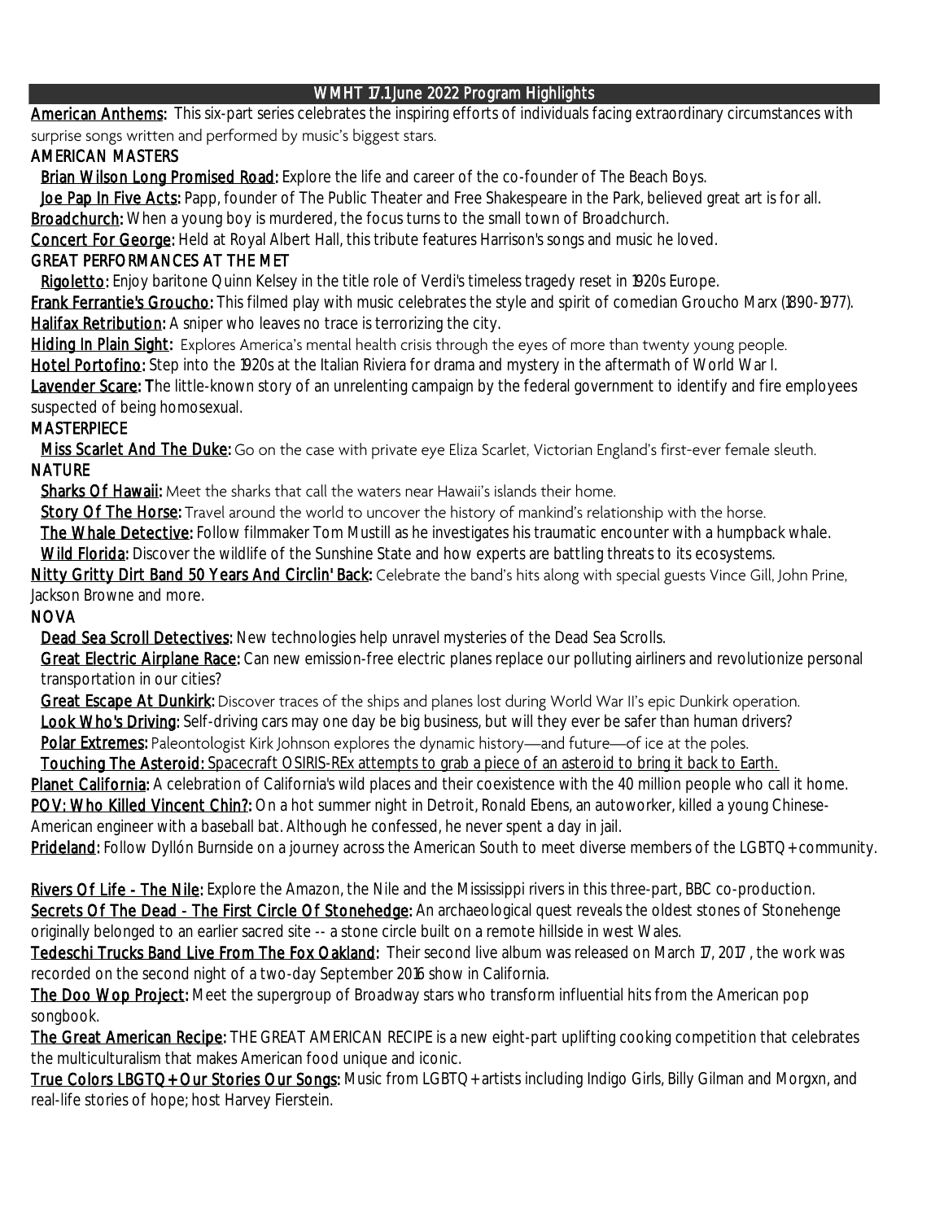## WMHT 17.1 June 2022 Program Highlights

**American Anthems:** This six-part series celebrates the inspiring efforts of individuals facing extraordinary circumstances with surprise songs written and performed by music's biggest stars.

### AMERICAN MASTERS

- **Brian Wilson Long Promised Road:** Explore the life and career of the co-founder of The Beach Boys.
- **Joe Pap In Five Acts:** Papp, founder of The Public Theater and Free Shakespeare in the Park, believed great art is for all.

**Broadchurch:** When a young boy is murdered, the focus turns to the small town of Broadchurch.

**Concert For George:** Held at Royal Albert Hall, this tribute features Harrison's songs and music he loved.

### GREAT PERFORMANCES AT THE MET

- **Rigoletto:** Enjoy baritone Quinn Kelsey in the title role of Verdi's timeless tragedy reset in 1920s Europe.

**Frank Ferrantie's Groucho:** This filmed play with music celebrates the style and spirit of comedian Groucho Marx (1890-1977).

**Halifax Retribution:** A sniper who leaves no trace is terrorizing the city.

**Hiding In Plain Sight:** Explores America's mental health crisis through the eyes of more than twenty young people.

**Hotel Portofino:** Step into the 1920s at the Italian Riviera for drama and mystery in the aftermath of World War I.

**Lavender Scare:** The little-known story of an unrelenting campaign by the federal government to identify and fire employees suspected of being homosexual.

### MASTERPIECE

- **Miss Scarlet And The Duke:** Go on the case with private eye Eliza Scarlet, Victorian England's first-ever female sleuth.

### NATURE

- **Sharks Of Hawaii:** Meet the sharks that call the waters near Hawaii's islands their home.
- **Story Of The Horse:** Travel around the world to uncover the history of mankind's relationship with the horse.
- **The Whale Detective:** Follow filmmaker Tom Mustill as he investigates his traumatic encounter with a humpback whale.
- **Wild Florida:** Discover the wildlife of the Sunshine State and how experts are battling threats to its ecosystems.

**Nitty Gritty Dirt Band 50 Years And Circlin' Back:** Celebrate the band's hits along with special guests Vince Gill, John Prine, Jackson Browne and more.

### NOVA

- **Dead Sea Scroll Detectives:** New technologies help unravel mysteries of the Dead Sea Scrolls.
- **Great Electric Airplane Race:** Can new emission-free electric planes replace our polluting airliners and revolutionize personal transportation in our cities?
- **Great Escape At Dunkirk:** Discover traces of the ships and planes lost during World War II's epic Dunkirk operation.
- **Look Who's Driving:** Self-driving cars may one day be big business, but will they ever be safer than human drivers?
- **Polar Extremes:** Paleontologist Kirk Johnson explores the dynamic history—and future—of ice at the poles.
- **Touching The Asteroid:** Spacecraft OSIRIS-REx attempts to grab a piece of an asteroid to bring it back to Earth.

**Planet California:** A celebration of California's wild places and their coexistence with the 40 million people who call it home.

**POV: Who Killed Vincent Chin?:** On a hot summer night in Detroit, Ronald Ebens, an autoworker, killed a young Chinese-American engineer with a baseball bat. Although he confessed, he never spent a day in jail.

**Prideland:** Follow Dyllón Burnside on a journey across the American South to meet diverse members of the LGBTQ+ community.

**Rivers Of Life - The Nile:** Explore the Amazon, the Nile and the Mississippi rivers in this three-part, BBC co-production.

**Secrets Of The Dead - The First Circle Of Stonehedge:** An archaeological quest reveals the oldest stones of Stonehenge originally belonged to an earlier sacred site -- a stone circle built on a remote hillside in west Wales.

**Tedeschi Trucks Band Live From The Fox Oakland:** Their second live album was released on March 17, 2017 , the work was recorded on the second night of a two-day September 2016 show in California.

**The Doo Wop Project:** Meet the supergroup of Broadway stars who transform influential hits from the American pop songbook.

**The Great American Recipe:** THE GREAT AMERICAN RECIPE is a new eight-part uplifting cooking competition that celebrates the multiculturalism that makes American food unique and iconic.

**True Colors LBGTQ+ Our Stories Our Songs:** Music from LGBTQ+ artists including Indigo Girls, Billy Gilman and Morgxn, and real-life stories of hope; host Harvey Fierstein.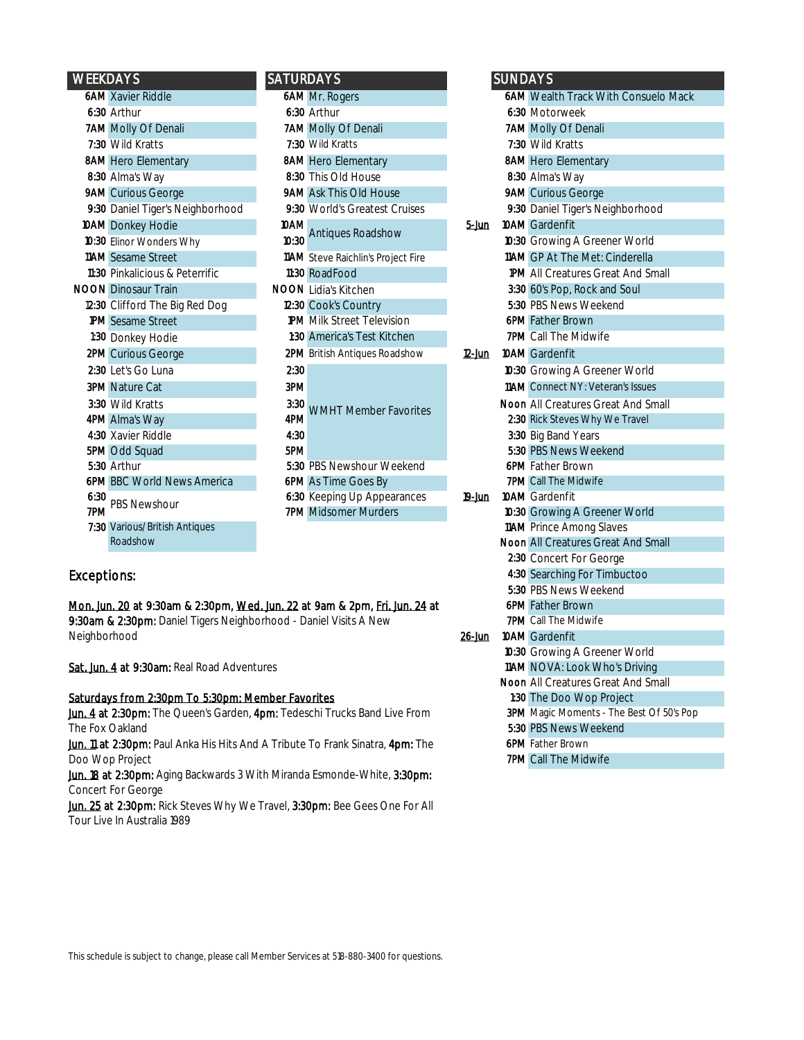## WEEKDAYS

| | |
|---|---|
| 6AM | Xavier Riddle |
| 6:30 | Arthur |
| 7AM | Molly Of Denali |
| 7:30 | Wild Kratts |
| 8AM | Hero Elementary |
| 8:30 | Alma's Way |
| 9AM | Curious George |
| 9:30 | Daniel Tiger's Neighborhood |
| 10AM | Donkey Hodie |
| 10:30 | Elinor Wonders Why |
| 11AM | Sesame Street |
| 11:30 | Pinkalicious & Peterrific |
| NOON | Dinosaur Train |
| 12:30 | Clifford The Big Red Dog |
| 1PM | Sesame Street |
| 1:30 | Donkey Hodie |
| 2PM | Curious George |
| 2:30 | Let's Go Luna |
| 3PM | Nature Cat |
| 3:30 | Wild Kratts |
| 4PM | Alma's Way |
| 4:30 | Xavier Riddle |
| 5PM | Odd Squad |
| 5:30 | Arthur |
| 6PM | BBC World News America |
| 6:30 7PM | PBS Newshour |
| 7:30 | Various/ British Antiques Roadshow |

## SATURDAYS

| | |
|---|---|
| 6AM | Mr. Rogers |
| 6:30 | Arthur |
| 7AM | Molly Of Denali |
| 7:30 | Wild Kratts |
| 8AM | Hero Elementary |
| 8:30 | This Old House |
| 9AM | Ask This Old House |
| 9:30 | World's Greatest Cruises |
| 10AM 10:30 | Antiques Roadshow |
| 11AM | Steve Raichlin's Project Fire |
| 11:30 | RoadFood |
| NOON | Lidia's Kitchen |
| 12:30 | Cook's Country |
| 1PM | Milk Street Television |
| 1:30 | America's Test Kitchen |
| 2PM | British Antiques Roadshow |
| 2:30 3PM 3:30 4PM 4:30 5PM | WMHT Member Favorites |
| 5:30 | PBS Newshour Weekend |
| 6PM | As Time Goes By |
| 6:30 | Keeping Up Appearances |
| 7PM | Midsomer Murders |

## SUNDAYS

| | | |
|---|---|---|
| | 6AM | Wealth Track With Consuelo Mack |
| | 6:30 | Motorweek |
| | 7AM | Molly Of Denali |
| | 7:30 | Wild Kratts |
| | 8AM | Hero Elementary |
| | 8:30 | Alma's Way |
| | 9AM | Curious George |
| | 9:30 | Daniel Tiger's Neighborhood |
| 5-Jun | 10AM | Gardenfit |
| | 10:30 | Growing A Greener World |
| | 11AM | GP At The Met: Cinderella |
| | 1PM | All Creatures Great And Small |
| | 3:30 | 60's Pop, Rock and Soul |
| | 5:30 | PBS News Weekend |
| | 6PM | Father Brown |
| | 7PM | Call The Midwife |
| 12-Jun | 10AM | Gardenfit |
| | 10:30 | Growing A Greener World |
| | 11AM | Connect NY: Veteran's Issues |
| | Noon | All Creatures Great And Small |
| | 2:30 | Rick Steves Why We Travel |
| | 3:30 | Big Band Years |
| | 5:30 | PBS News Weekend |
| | 6PM | Father Brown |
| | 7PM | Call The Midwife |
| 19-Jun | 10AM | Gardenfit |
| | 10:30 | Growing A Greener World |
| | 11AM | Prince Among Slaves |
| | Noon | All Creatures Great And Small |
| | 2:30 | Concert For George |
| | 4:30 | Searching For Timbuctoo |
| | 5:30 | PBS News Weekend |
| | 6PM | Father Brown |
| | 7PM | Call The Midwife |
| 26-Jun | 10AM | Gardenfit |
| | 10:30 | Growing A Greener World |
| | 11AM | NOVA: Look Who's Driving |
| | Noon | All Creatures Great And Small |
| | 1:30 | The Doo Wop Project |
| | 3PM | Magic Moments - The Best Of 50's Pop |
| | 5:30 | PBS News Weekend |
| | 6PM | Father Brown |
| | 7PM | Call The Midwife |

## Exceptions:

**Mon. Jun. 20 at 9:30am & 2:30pm, Wed. Jun. 22 at 9am & 2pm, Fri. Jun. 24 at 9:30am & 2:30pm:** Daniel Tigers Neighborhood - Daniel Visits A New Neighborhood

**Sat. Jun. 4 at 9:30am:** Real Road Adventures

**Saturdays from 2:30pm To 5:30pm: Member Favorites**
**Jun. 4 at 2:30pm:** The Queen's Garden, **4pm:** Tedeschi Trucks Band Live From The Fox Oakland
**Jun. 11 at 2:30pm:** Paul Anka His Hits And A Tribute To Frank Sinatra, **4pm:** The Doo Wop Project
**Jun. 18 at 2:30pm:** Aging Backwards 3 With Miranda Esmonde-White, **3:30pm:** Concert For George
**Jun. 25 at 2:30pm:** Rick Steves Why We Travel, **3:30pm:** Bee Gees One For All Tour Live In Australia 1989

This schedule is subject to change, please call Member Services at 518-880-3400 for questions.